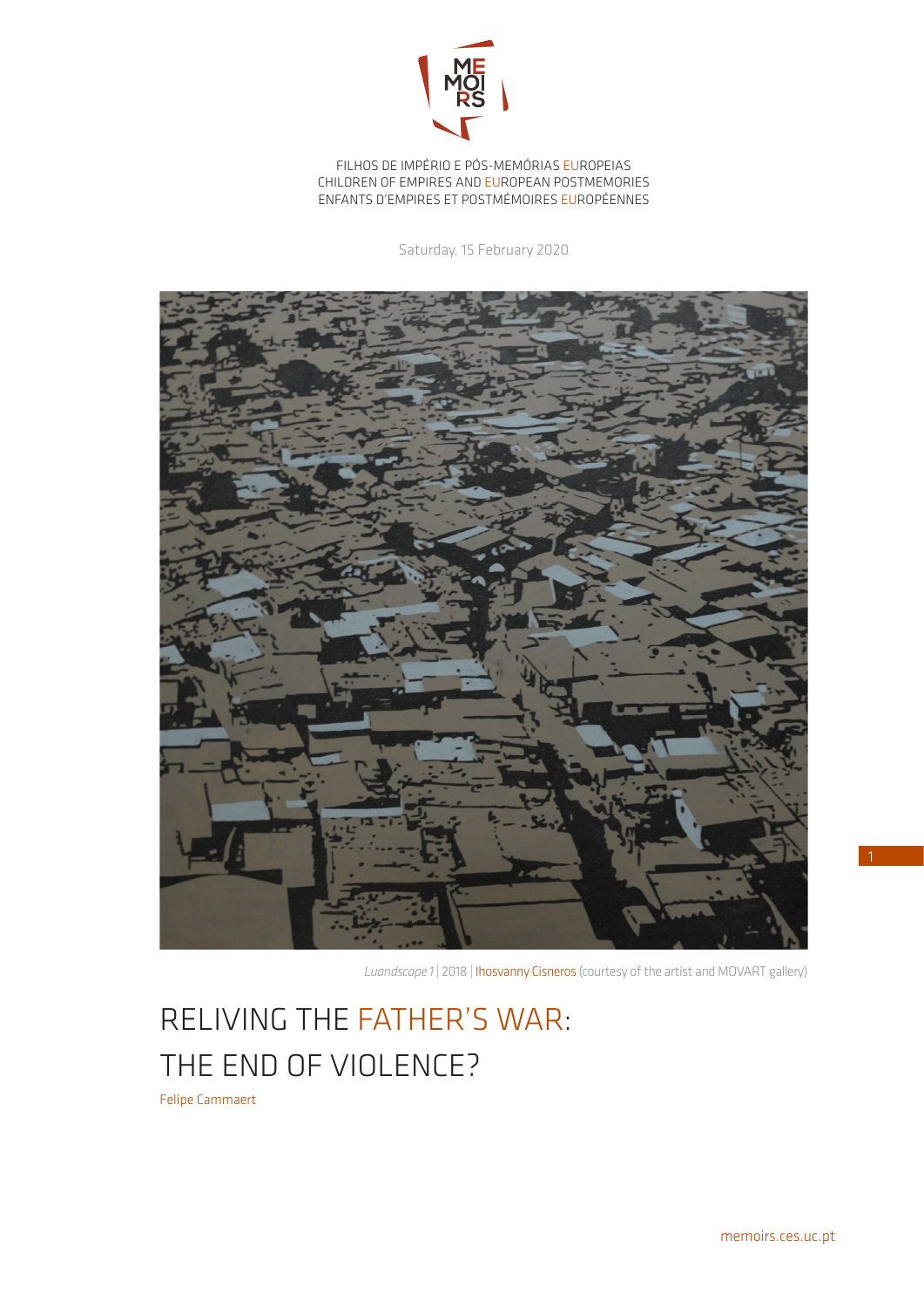FILHOS DE IMPÉRIO E PÓS-MEMÓRIAS EUROPEIAS
CHILDREN OF EMPIRES AND EUROPEAN POSTMEMORIES
ENFANTS D'EMPIRES ET POSTMÉMOIRES EUROPÉENNES

Saturday, 15 February 2020

*Luandscape 1* | 2018 | Ihosvanny Cisneros (courtesy of the artist and MOVART gallery)

# RELIVING THE FATHER'S WAR: THE END OF VIOLENCE?

Felipe Cammaert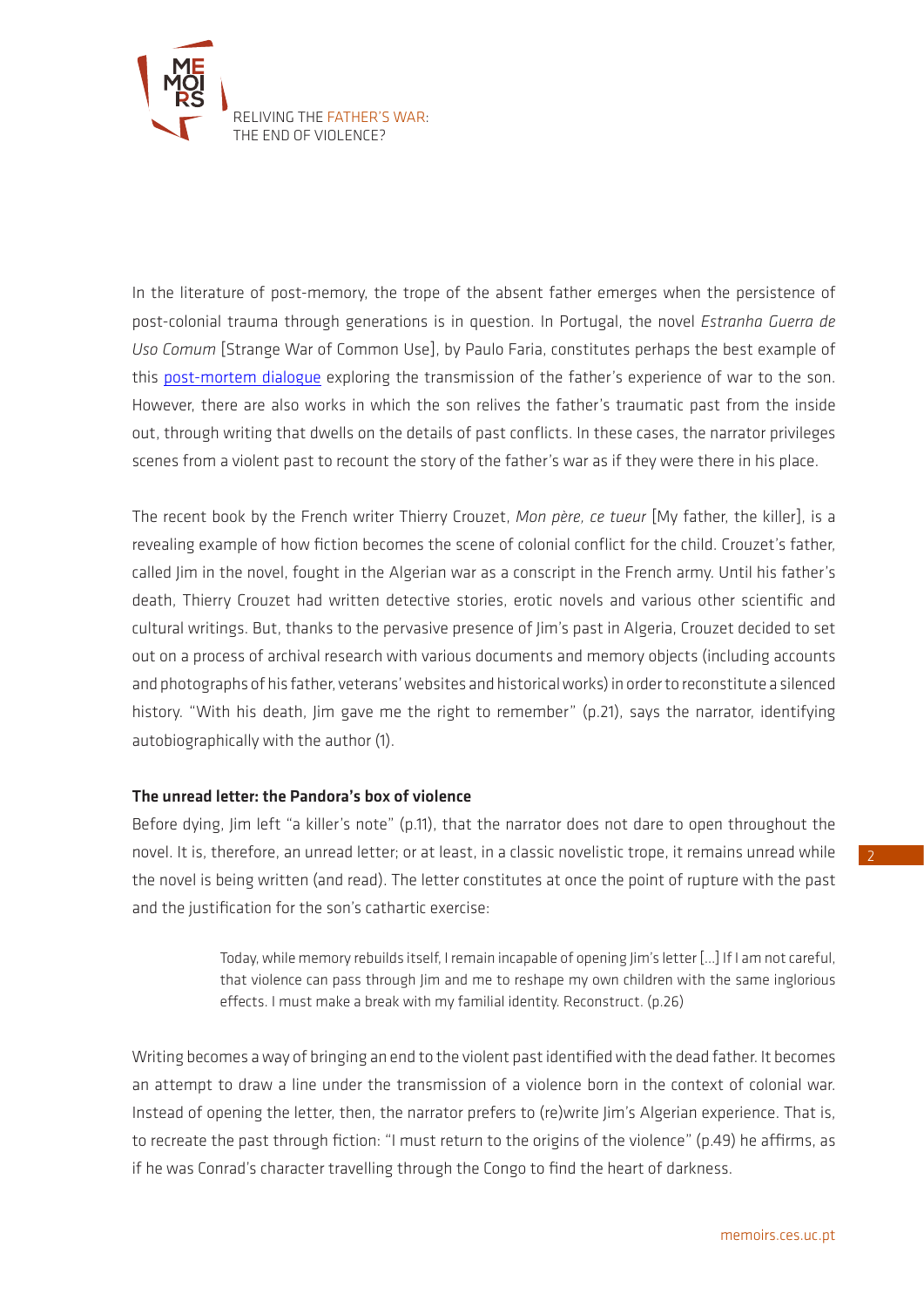In the literature of post-memory, the trope of the absent father emerges when the persistence of post-colonial trauma through generations is in question. In Portugal, the novel *Estranha Guerra de Uso Comum* [Strange War of Common Use], by Paulo Faria, constitutes perhaps the best example of this post-mortem dialogue exploring the transmission of the father's experience of war to the son. However, there are also works in which the son relives the father's traumatic past from the inside out, through writing that dwells on the details of past conflicts. In these cases, the narrator privileges scenes from a violent past to recount the story of the father's war as if they were there in his place.

The recent book by the French writer Thierry Crouzet, *Mon père, ce tueur* [My father, the killer], is a revealing example of how fiction becomes the scene of colonial conflict for the child. Crouzet's father, called Jim in the novel, fought in the Algerian war as a conscript in the French army. Until his father's death, Thierry Crouzet had written detective stories, erotic novels and various other scientific and cultural writings. But, thanks to the pervasive presence of Jim's past in Algeria, Crouzet decided to set out on a process of archival research with various documents and memory objects (including accounts and photographs of his father, veterans' websites and historical works) in order to reconstitute a silenced history. "With his death, Jim gave me the right to remember" (p.21), says the narrator, identifying autobiographically with the author (1).

**The unread letter: the Pandora's box of violence**

Before dying, Jim left "a killer's note" (p.11), that the narrator does not dare to open throughout the novel. It is, therefore, an unread letter; or at least, in a classic novelistic trope, it remains unread while the novel is being written (and read). The letter constitutes at once the point of rupture with the past and the justification for the son's cathartic exercise:

> Today, while memory rebuilds itself, I remain incapable of opening Jim's letter [...] If I am not careful, that violence can pass through Jim and me to reshape my own children with the same inglorious effects. I must make a break with my familial identity. Reconstruct. (p.26)

Writing becomes a way of bringing an end to the violent past identified with the dead father. It becomes an attempt to draw a line under the transmission of a violence born in the context of colonial war. Instead of opening the letter, then, the narrator prefers to (re)write Jim's Algerian experience. That is, to recreate the past through fiction: "I must return to the origins of the violence" (p.49) he affirms, as if he was Conrad's character travelling through the Congo to find the heart of darkness.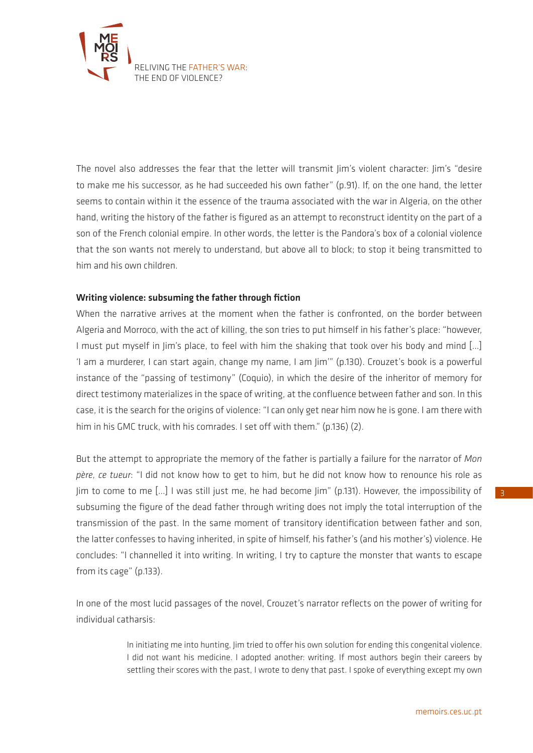The novel also addresses the fear that the letter will transmit Jim's violent character: Jim's "desire to make me his successor, as he had succeeded his own father" (p.91). If, on the one hand, the letter seems to contain within it the essence of the trauma associated with the war in Algeria, on the other hand, writing the history of the father is figured as an attempt to reconstruct identity on the part of a son of the French colonial empire. In other words, the letter is the Pandora's box of a colonial violence that the son wants not merely to understand, but above all to block; to stop it being transmitted to him and his own children.

### Writing violence: subsuming the father through fiction

When the narrative arrives at the moment when the father is confronted, on the border between Algeria and Morroco, with the act of killing, the son tries to put himself in his father's place: "however, I must put myself in Jim's place, to feel with him the shaking that took over his body and mind [...] 'I am a murderer, I can start again, change my name, I am Jim'" (p.130). Crouzet's book is a powerful instance of the "passing of testimony" (Coquio), in which the desire of the inheritor of memory for direct testimony materializes in the space of writing, at the confluence between father and son. In this case, it is the search for the origins of violence: "I can only get near him now he is gone. I am there with him in his GMC truck, with his comrades. I set off with them." (p.136) (2).

But the attempt to appropriate the memory of the father is partially a failure for the narrator of *Mon père, ce tueur*: "I did not know how to get to him, but he did not know how to renounce his role as Jim to come to me [...] I was still just me, he had become Jim" (p.131). However, the impossibility of subsuming the figure of the dead father through writing does not imply the total interruption of the transmission of the past. In the same moment of transitory identification between father and son, the latter confesses to having inherited, in spite of himself, his father's (and his mother's) violence. He concludes: "I channelled it into writing. In writing, I try to capture the monster that wants to escape from its cage" (p.133).

In one of the most lucid passages of the novel, Crouzet's narrator reflects on the power of writing for individual catharsis:

> In initiating me into hunting, Jim tried to offer his own solution for ending this congenital violence. I did not want his medicine. I adopted another: writing. If most authors begin their careers by settling their scores with the past, I wrote to deny that past. I spoke of everything except my own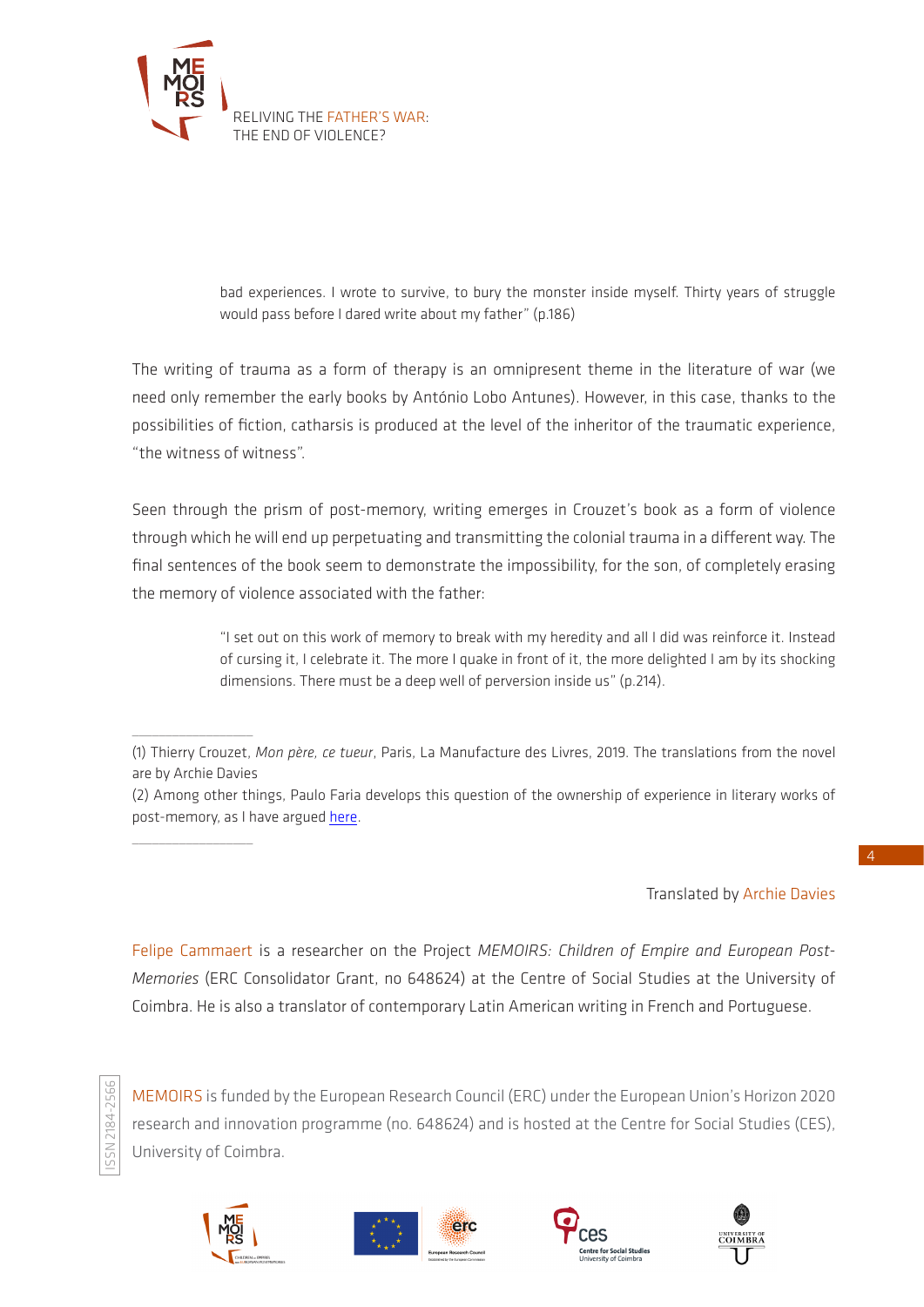> bad experiences. I wrote to survive, to bury the monster inside myself. Thirty years of struggle would pass before I dared write about my father" (p.186)

The writing of trauma as a form of therapy is an omnipresent theme in the literature of war (we need only remember the early books by António Lobo Antunes). However, in this case, thanks to the possibilities of fiction, catharsis is produced at the level of the inheritor of the traumatic experience, "the witness of witness".

Seen through the prism of post-memory, writing emerges in Crouzet's book as a form of violence through which he will end up perpetuating and transmitting the colonial trauma in a different way. The final sentences of the book seem to demonstrate the impossibility, for the son, of completely erasing the memory of violence associated with the father:

> "I set out on this work of memory to break with my heredity and all I did was reinforce it. Instead of cursing it, I celebrate it. The more I quake in front of it, the more delighted I am by its shocking dimensions. There must be a deep well of perversion inside us" (p.214).

---

(1) Thierry Crouzet, *Mon père, ce tueur*, Paris, La Manufacture des Livres, 2019. The translations from the novel are by Archie Davies

(2) Among other things, Paulo Faria develops this question of the ownership of experience in literary works of post-memory, as I have argued here.

---

Translated by Archie Davies

Felipe Cammaert is a researcher on the Project *MEMOIRS: Children of Empire and European Post-Memories* (ERC Consolidator Grant, no 648624) at the Centre of Social Studies at the University of Coimbra. He is also a translator of contemporary Latin American writing in French and Portuguese.

MEMOIRS is funded by the European Research Council (ERC) under the European Union's Horizon 2020 research and innovation programme (no. 648624) and is hosted at the Centre for Social Studies (CES), University of Coimbra.